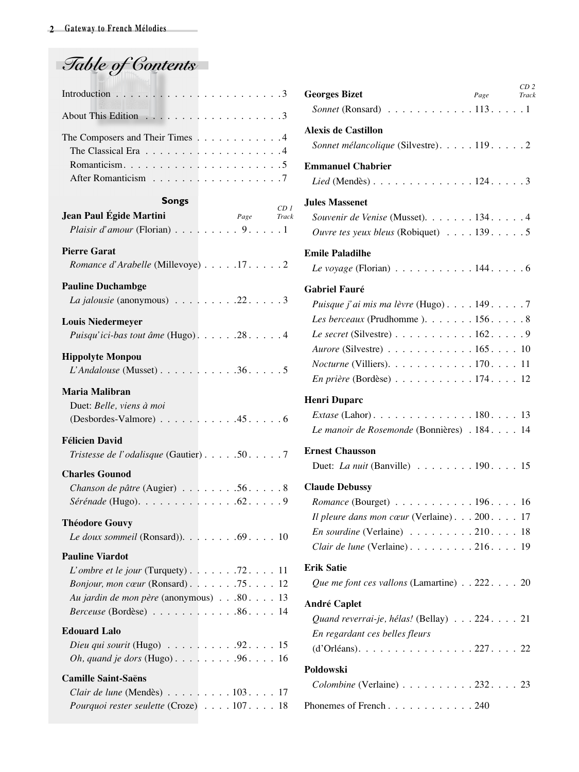# Table of Contents

Introduction . . . . . . . . . . . . . . . . . . . . . . . 3

About This Edition . . . . . . . . . . . . . . . . . . . 3

The Composers and Their Times . . . . . . . . . . . . 4
- The Classical Era . . . . . . . . . . . . . . . . . . . 4
- Romanticism . . . . . . . . . . . . . . . . . . . . . . 5
- After Romanticism . . . . . . . . . . . . . . . . . . 7

## Songs

| | Page | CD 1 Track |
|---|---|---|
| **Jean Paul Égide Martini** | | |
| *Plaisir d'amour* (Florian) | 9 | 1 |
| **Pierre Garat** | | |
| *Romance d'Arabelle* (Millevoye) | 17 | 2 |
| **Pauline Duchambge** | | |
| *La jalousie* (anonymous) | 22 | 3 |
| **Louis Niedermeyer** | | |
| *Puisqu'ici-bas tout âme* (Hugo) | 28 | 4 |
| **Hippolyte Monpou** | | |
| *L'Andalouse* (Musset) | 36 | 5 |
| **Maria Malibran** | | |
| Duet: *Belle, viens à moi* (Desbordes-Valmore) | 45 | 6 |
| **Félicien David** | | |
| *Tristesse de l'odalisque* (Gautier) | 50 | 7 |
| **Charles Gounod** | | |
| *Chanson de pâtre* (Augier) | 56 | 8 |
| *Sérénade* (Hugo) | 62 | 9 |
| **Théodore Gouvy** | | |
| *Le doux sommeil* (Ronsard)) | 69 | 10 |
| **Pauline Viardot** | | |
| *L'ombre et le jour* (Turquety) | 72 | 11 |
| *Bonjour, mon cœur* (Ronsard) | 75 | 12 |
| *Au jardin de mon père* (anonymous) | 80 | 13 |
| *Berceuse* (Bordèse) | 86 | 14 |
| **Edouard Lalo** | | |
| *Dieu qui sourit* (Hugo) | 92 | 15 |
| *Oh, quand je dors* (Hugo) | 96 | 16 |
| **Camille Saint-Saëns** | | |
| *Clair de lune* (Mendès) | 103 | 17 |
| *Pourquoi rester seulette* (Croze) | 107 | 18 |

| | Page | CD 2 Track |
|---|---|---|
| **Georges Bizet** | | |
| *Sonnet* (Ronsard) | 113 | 1 |
| **Alexis de Castillon** | | |
| *Sonnet mélancolique* (Silvestre) | 119 | 2 |
| **Emmanuel Chabrier** | | |
| *Lied* (Mendès) | 124 | 3 |
| **Jules Massenet** | | |
| *Souvenir de Venise* (Musset) | 134 | 4 |
| *Ouvre tes yeux bleus* (Robiquet) | 139 | 5 |
| **Emile Paladilhe** | | |
| *Le voyage* (Florian) | 144 | 6 |
| **Gabriel Fauré** | | |
| *Puisque j'ai mis ma lèvre* (Hugo) | 149 | 7 |
| *Les berceaux* (Prudhomme ) | 156 | 8 |
| *Le secret* (Silvestre) | 162 | 9 |
| *Aurore* (Silvestre) | 165 | 10 |
| *Nocturne* (Villiers) | 170 | 11 |
| *En prière* (Bordèse) | 174 | 12 |
| **Henri Duparc** | | |
| *Extase* (Lahor) | 180 | 13 |
| *Le manoir de Rosemonde* (Bonnières) | 184 | 14 |
| **Ernest Chausson** | | |
| Duet: *La nuit* (Banville) | 190 | 15 |
| **Claude Debussy** | | |
| *Romance* (Bourget) | 196 | 16 |
| *Il pleure dans mon cœur* (Verlaine) | 200 | 17 |
| *En sourdine* (Verlaine) | 210 | 18 |
| *Clair de lune* (Verlaine) | 216 | 19 |
| **Erik Satie** | | |
| *Que me font ces vallons* (Lamartine) | 222 | 20 |
| **André Caplet** | | |
| *Quand reverrai-je, hélas!* (Bellay) | 224 | 21 |
| *En regardant ces belles fleurs* (d'Orléans) | 227 | 22 |
| **Poldowski** | | |
| *Colombine* (Verlaine) | 232 | 23 |

Phonemes of French . . . . . . . . . . . . 240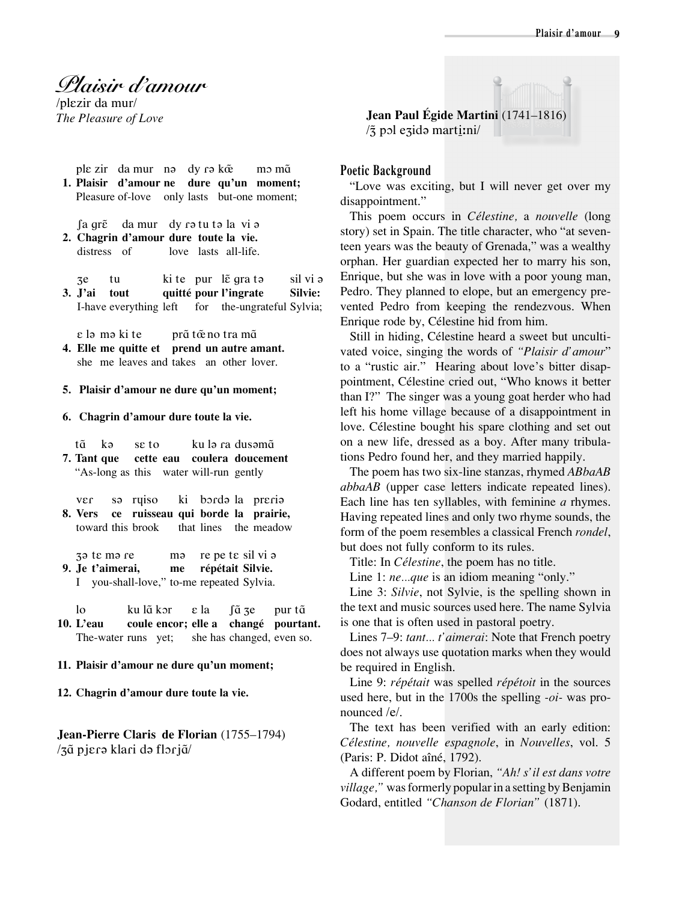# *Plaisir d'amour*

/plɛzir da mur/
*The Pleasure of Love*

**Jean Paul Égide Martini** (1741–1816)
/ʒ pɔl eʒidə martiːni/

plɛ zir da mur nə dy rə kœ̃ mɔ mɑ̃
**1. Plaisir d'amour ne dure qu'un moment;**
Pleasure of-love only lasts but-one moment;

ʃa grɛ̃ da mur dy rə tu tə la vi ə
**2. Chagrin d'amour dure toute la vie.**
distress of love lasts all-life.

ʒe tu ki te pur lɛ̃ gra tə sil vi ə
**3. J'ai tout quitté pour l'ingrate Silvie:**
I-have everything left for the-ungrateful Sylvia;

ɛ lə mə ki te prɑ̃ tœ̃ no tra mɑ̃
**4. Elle me quitte et prend un autre amant.**
she me leaves and takes an other lover.

**5. Plaisir d'amour ne dure qu'un moment;**

**6. Chagrin d'amour dure toute la vie.**

tɑ̃ kə sɛ to ku lə ra dusəmɑ̃
**7. Tant que cette eau coulera doucement**
"As-long as this water will-run gently

vɛr sə rɥiso ki bɔrdə la prɛriə
**8. Vers ce ruisseau qui borde la prairie,**
toward this brook that lines the meadow

ʒə tɛ mə re mə re pe tɛ sil vi ə
**9. Je t'aimerai, me répétait Silvie.**
I you-shall-love," to-me repeated Sylvia.

lo ku lɑ̃ kɔr ɛ la ʃɑ̃ ʒe pur tɑ̃
**10. L'eau coule encor; elle a changé pourtant.**
The-water runs yet; she has changed, even so.

**11. Plaisir d'amour ne dure qu'un moment;**

**12. Chagrin d'amour dure toute la vie.**

**Jean-Pierre Claris de Florian** (1755–1794)
/ʒɑ̃ pjɛrə klari də flɔrjɑ̃/

## Poetic Background

"Love was exciting, but I will never get over my disappointment."

This poem occurs in *Célestine,* a *nouvelle* (long story) set in Spain. The title character, who "at seventeen years was the beauty of Grenada," was a wealthy orphan. Her guardian expected her to marry his son, Enrique, but she was in love with a poor young man, Pedro. They planned to elope, but an emergency prevented Pedro from keeping the rendezvous. When Enrique rode by, Célestine hid from him.

Still in hiding, Célestine heard a sweet but uncultivated voice, singing the words of *"Plaisir d'amour"* to a "rustic air." Hearing about love's bitter disappointment, Célestine cried out, "Who knows it better than I?" The singer was a young goat herder who had left his home village because of a disappointment in love. Célestine bought his spare clothing and set out on a new life, dressed as a boy. After many tribulations Pedro found her, and they married happily.

The poem has two six-line stanzas, rhymed *ABbaAB abbaAB* (upper case letters indicate repeated lines). Each line has ten syllables, with feminine *a* rhymes. Having repeated lines and only two rhyme sounds, the form of the poem resembles a classical French *rondel*, but does not fully conform to its rules.

Title: In *Célestine*, the poem has no title.

Line 1: *ne...que* is an idiom meaning "only."

Line 3: *Silvie*, not Sylvie, is the spelling shown in the text and music sources used here. The name Sylvia is one that is often used in pastoral poetry.

Lines 7–9: *tant... t'aimerai*: Note that French poetry does not always use quotation marks when they would be required in English.

Line 9: *répétait* was spelled *répétoit* in the sources used here, but in the 1700s the spelling *-oi-* was pronounced /e/.

The text has been verified with an early edition: *Célestine, nouvelle espagnole*, in *Nouvelles*, vol. 5 (Paris: P. Didot aîné, 1792).

A different poem by Florian, *"Ah! s'il est dans votre village,"* was formerly popular in a setting by Benjamin Godard, entitled *"Chanson de Florian"* (1871).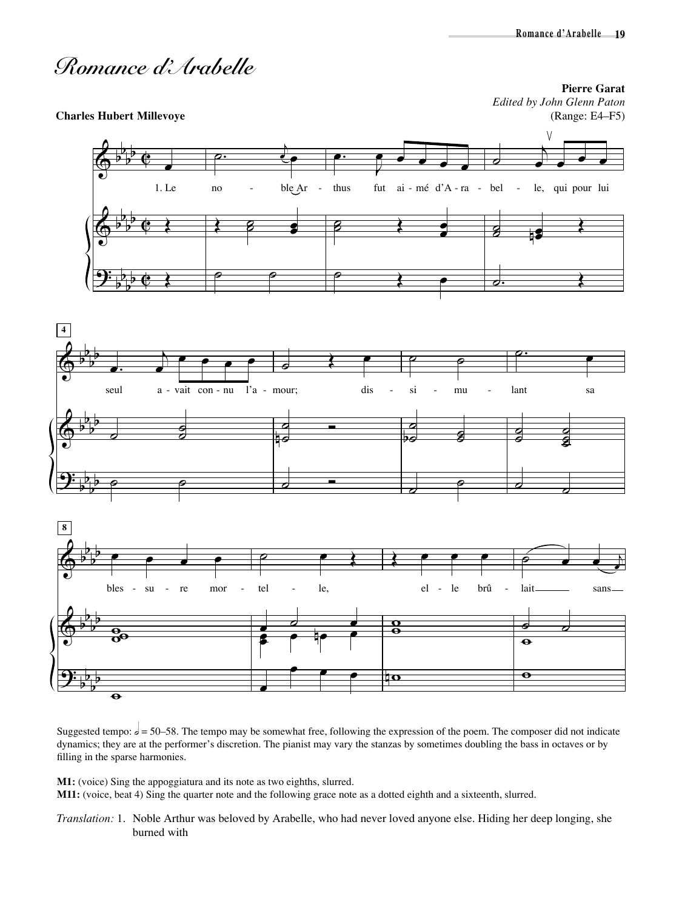# *Romance d'Arabelle*

**Pierre Garat**

*Edited by John Glenn Paton*

**Charles Hubert Millevoye**

(Range: E4–F5)

Suggested tempo: 𝅗𝅥 = 50–58. The tempo may be somewhat free, following the expression of the poem. The composer did not indicate dynamics; they are at the performer's discretion. The pianist may vary the stanzas by sometimes doubling the bass in octaves or by filling in the sparse harmonies.

**M1:** (voice) Sing the appoggiatura and its note as two eighths, slurred.

**M11:** (voice, beat 4) Sing the quarter note and the following grace note as a dotted eighth and a sixteenth, slurred.

*Translation:* 1. Noble Arthur was beloved by Arabelle, who had never loved anyone else. Hiding her deep longing, she burned with